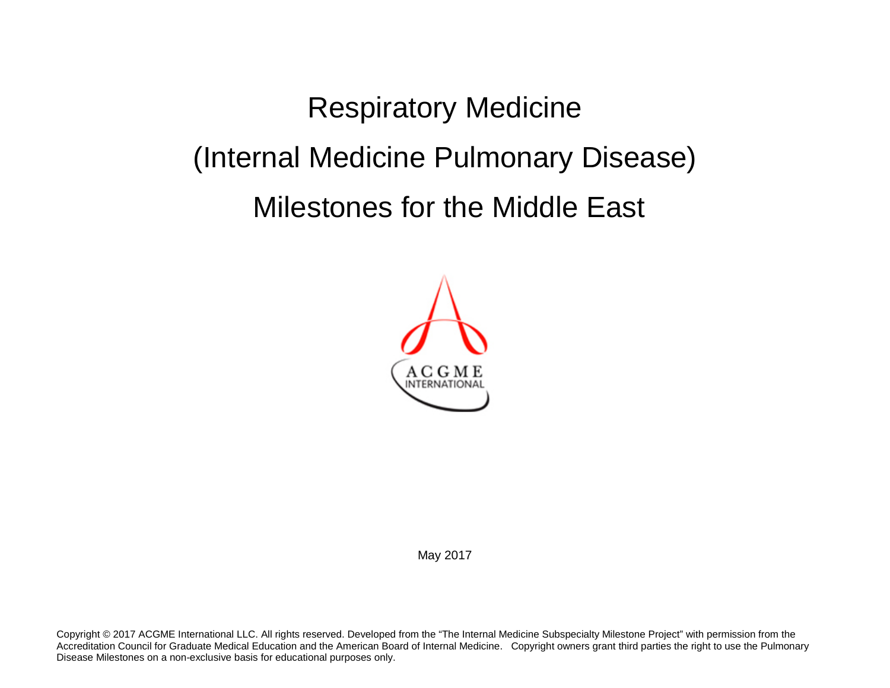# Respiratory Medicine

# (Internal Medicine Pulmonary Disease)

# Milestones for the Middle East

ACGME INTERNATIONAL

May 2017

Copyright © 2017 ACGME International LLC. All rights reserved. Developed from the "The Internal Medicine Subspecialty Milestone Project" with permission from the Accreditation Council for Graduate Medical Education and the American Board of Internal Medicine. Copyright owners grant third parties the right to use the Pulmonary Disease Milestones on a non-exclusive basis for educational purposes only.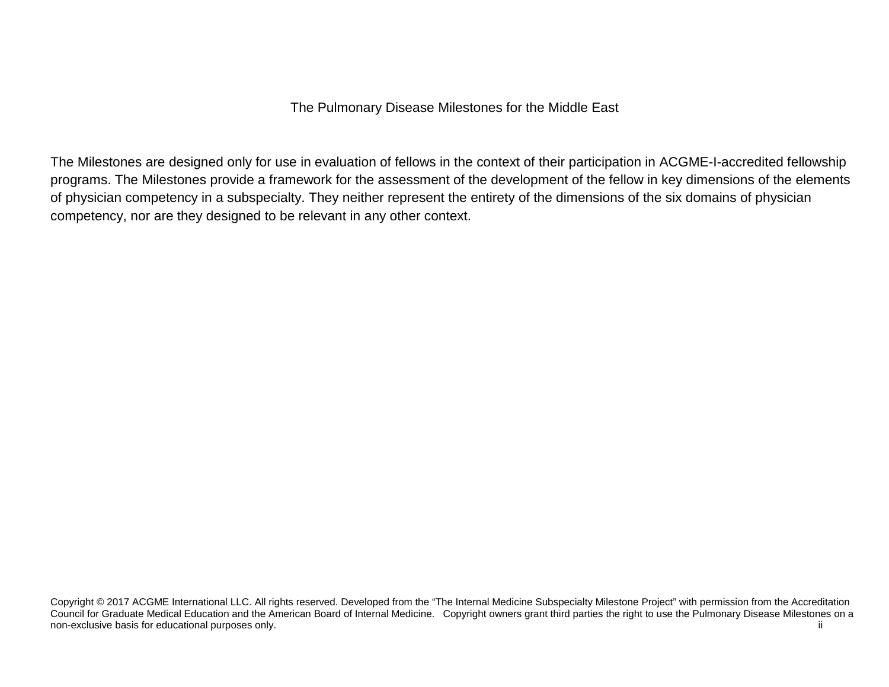The Pulmonary Disease Milestones for the Middle East

The Milestones are designed only for use in evaluation of fellows in the context of their participation in ACGME-I-accredited fellowship programs. The Milestones provide a framework for the assessment of the development of the fellow in key dimensions of the elements of physician competency in a subspecialty. They neither represent the entirety of the dimensions of the six domains of physician competency, nor are they designed to be relevant in any other context.

Copyright © 2017 ACGME International LLC. All rights reserved. Developed from the "The Internal Medicine Subspecialty Milestone Project" with permission from the Accreditation Council for Graduate Medical Education and the American Board of Internal Medicine. Copyright owners grant third parties the right to use the Pulmonary Disease Milestones on a non-exclusive basis for educational purposes only.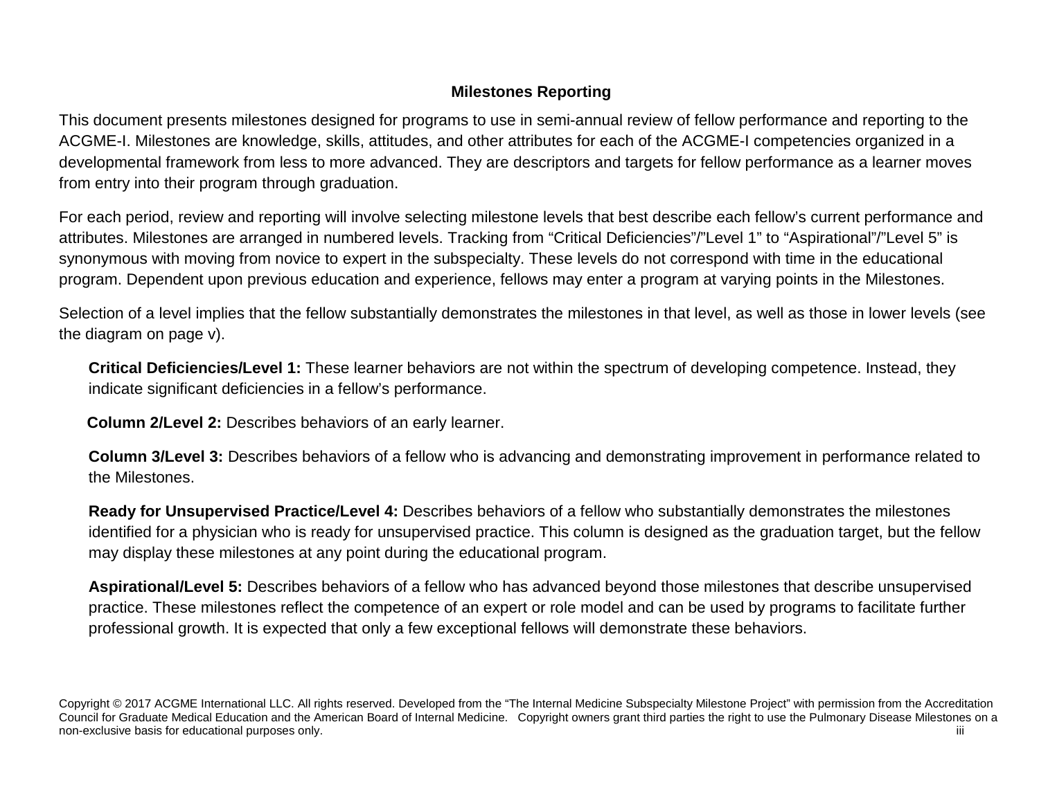## Milestones Reporting

This document presents milestones designed for programs to use in semi-annual review of fellow performance and reporting to the ACGME-I. Milestones are knowledge, skills, attitudes, and other attributes for each of the ACGME-I competencies organized in a developmental framework from less to more advanced. They are descriptors and targets for fellow performance as a learner moves from entry into their program through graduation.

For each period, review and reporting will involve selecting milestone levels that best describe each fellow's current performance and attributes. Milestones are arranged in numbered levels. Tracking from "Critical Deficiencies"/"Level 1" to "Aspirational"/"Level 5" is synonymous with moving from novice to expert in the subspecialty. These levels do not correspond with time in the educational program. Dependent upon previous education and experience, fellows may enter a program at varying points in the Milestones.

Selection of a level implies that the fellow substantially demonstrates the milestones in that level, as well as those in lower levels (see the diagram on page v).

**Critical Deficiencies/Level 1:** These learner behaviors are not within the spectrum of developing competence. Instead, they indicate significant deficiencies in a fellow's performance.

**Column 2/Level 2:** Describes behaviors of an early learner.

**Column 3/Level 3:** Describes behaviors of a fellow who is advancing and demonstrating improvement in performance related to the Milestones.

**Ready for Unsupervised Practice/Level 4:** Describes behaviors of a fellow who substantially demonstrates the milestones identified for a physician who is ready for unsupervised practice. This column is designed as the graduation target, but the fellow may display these milestones at any point during the educational program.

**Aspirational/Level 5:** Describes behaviors of a fellow who has advanced beyond those milestones that describe unsupervised practice. These milestones reflect the competence of an expert or role model and can be used by programs to facilitate further professional growth. It is expected that only a few exceptional fellows will demonstrate these behaviors.

Copyright © 2017 ACGME International LLC. All rights reserved. Developed from the "The Internal Medicine Subspecialty Milestone Project" with permission from the Accreditation Council for Graduate Medical Education and the American Board of Internal Medicine. Copyright owners grant third parties the right to use the Pulmonary Disease Milestones on a non-exclusive basis for educational purposes only.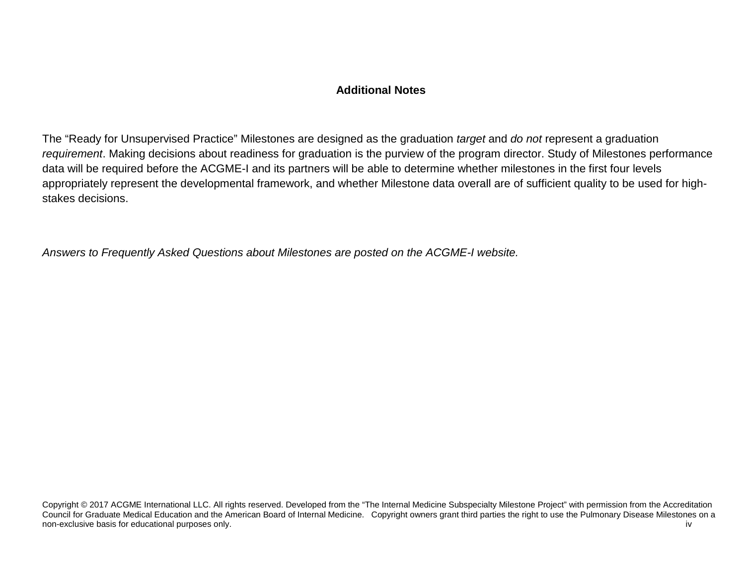## Additional Notes

The “Ready for Unsupervised Practice” Milestones are designed as the graduation *target* and *do not* represent a graduation *requirement*. Making decisions about readiness for graduation is the purview of the program director. Study of Milestones performance data will be required before the ACGME-I and its partners will be able to determine whether milestones in the first four levels appropriately represent the developmental framework, and whether Milestone data overall are of sufficient quality to be used for high-stakes decisions.

*Answers to Frequently Asked Questions about Milestones are posted on the ACGME-I website.*

Copyright © 2017 ACGME International LLC. All rights reserved. Developed from the “The Internal Medicine Subspecialty Milestone Project” with permission from the Accreditation Council for Graduate Medical Education and the American Board of Internal Medicine. Copyright owners grant third parties the right to use the Pulmonary Disease Milestones on a non-exclusive basis for educational purposes only.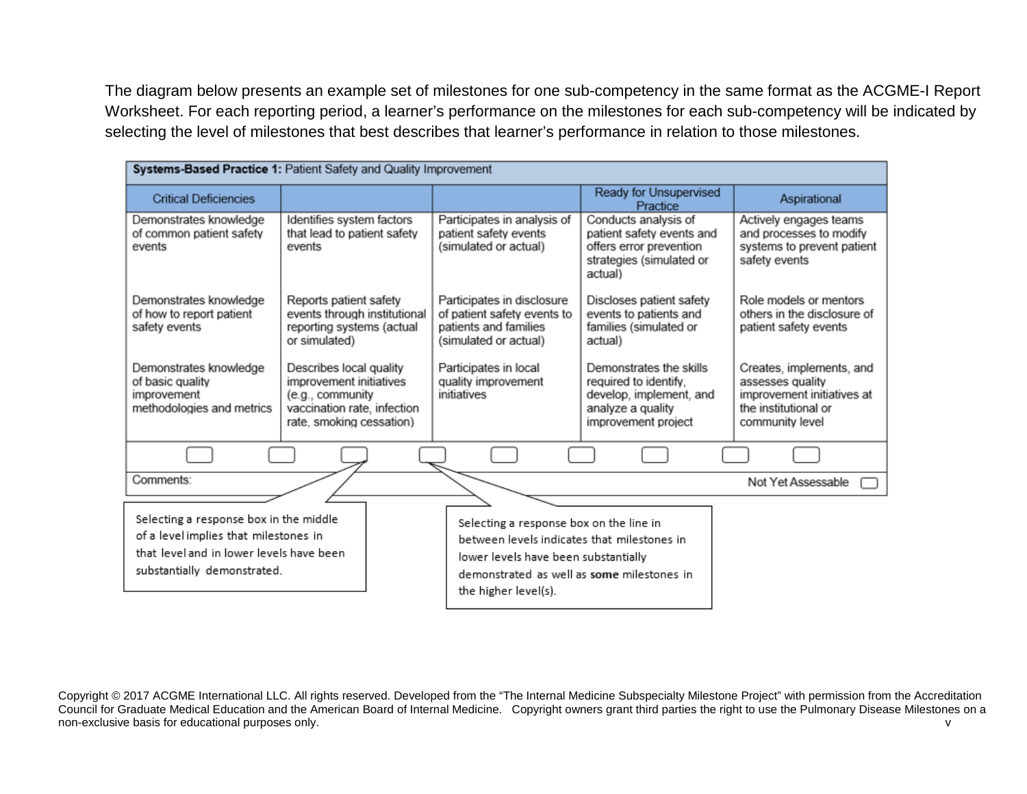The diagram below presents an example set of milestones for one sub-competency in the same format as the ACGME-I Report Worksheet. For each reporting period, a learner's performance on the milestones for each sub-competency will be indicated by selecting the level of milestones that best describes that learner's performance in relation to those milestones.

**Systems-Based Practice 1:** Patient Safety and Quality Improvement

| Critical Deficiencies | | | Ready for Unsupervised Practice | Aspirational |
|---|---|---|---|---|
| Demonstrates knowledge of common patient safety events | Identifies system factors that lead to patient safety events | Participates in analysis of patient safety events (simulated or actual) | Conducts analysis of patient safety events and offers error prevention strategies (simulated or actual) | Actively engages teams and processes to modify systems to prevent patient safety events |
| Demonstrates knowledge of how to report patient safety events | Reports patient safety events through institutional reporting systems (actual or simulated) | Participates in disclosure of patient safety events to patients and families (simulated or actual) | Discloses patient safety events to patients and families (simulated or actual) | Role models or mentors others in the disclosure of patient safety events |
| Demonstrates knowledge of basic quality improvement methodologies and metrics | Describes local quality improvement initiatives (e.g., community vaccination rate, infection rate, smoking cessation) | Participates in local quality improvement initiatives | Demonstrates the skills required to identify, develop, implement, and analyze a quality improvement project | Creates, implements, and assesses quality improvement initiatives at the institutional or community level |

Comments:

Not Yet Assessable

Selecting a response box in the middle of a level implies that milestones in that level and in lower levels have been substantially demonstrated.

Selecting a response box on the line in between levels indicates that milestones in lower levels have been substantially demonstrated as well as **some** milestones in the higher level(s).

Copyright © 2017 ACGME International LLC. All rights reserved. Developed from the "The Internal Medicine Subspecialty Milestone Project" with permission from the Accreditation Council for Graduate Medical Education and the American Board of Internal Medicine. Copyright owners grant third parties the right to use the Pulmonary Disease Milestones on a non-exclusive basis for educational purposes only.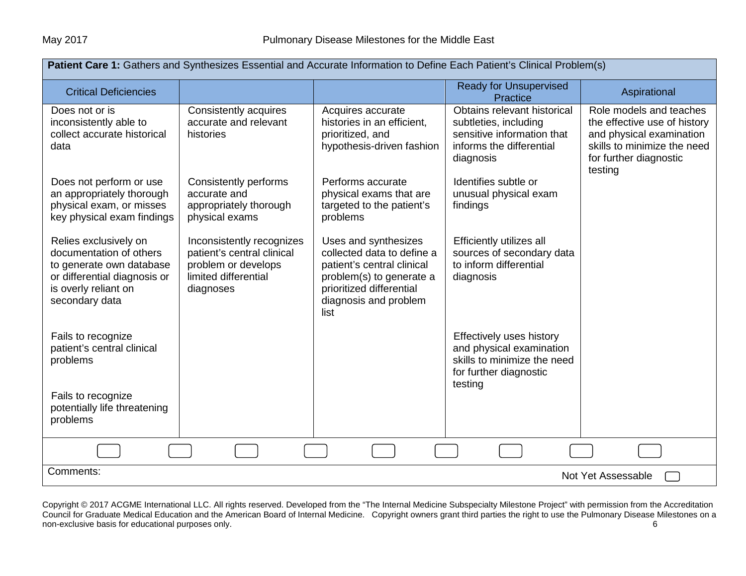| **Patient Care 1:** Gathers and Synthesizes Essential and Accurate Information to Define Each Patient's Clinical Problem(s) | | | | |
|---|---|---|---|---|
| Critical Deficiencies | | | Ready for Unsupervised Practice | Aspirational |
| Does not or is inconsistently able to collect accurate historical data | Consistently acquires accurate and relevant histories | Acquires accurate histories in an efficient, prioritized, and hypothesis-driven fashion | Obtains relevant historical subtleties, including sensitive information that informs the differential diagnosis | Role models and teaches the effective use of history and physical examination skills to minimize the need for further diagnostic testing |
| Does not perform or use an appropriately thorough physical exam, or misses key physical exam findings | Consistently performs accurate and appropriately thorough physical exams | Performs accurate physical exams that are targeted to the patient's problems | Identifies subtle or unusual physical exam findings | |
| Relies exclusively on documentation of others to generate own database or differential diagnosis or is overly reliant on secondary data | Inconsistently recognizes patient's central clinical problem or develops limited differential diagnoses | Uses and synthesizes collected data to define a patient's central clinical problem(s) to generate a prioritized differential diagnosis and problem list | Efficiently utilizes all sources of secondary data to inform differential diagnosis | |
| Fails to recognize patient's central clinical problems | | | Effectively uses history and physical examination skills to minimize the need for further diagnostic testing | |
| Fails to recognize potentially life threatening problems | | | | |

Comments:

Not Yet Assessable

Copyright © 2017 ACGME International LLC. All rights reserved. Developed from the "The Internal Medicine Subspecialty Milestone Project" with permission from the Accreditation Council for Graduate Medical Education and the American Board of Internal Medicine. Copyright owners grant third parties the right to use the Pulmonary Disease Milestones on a non-exclusive basis for educational purposes only.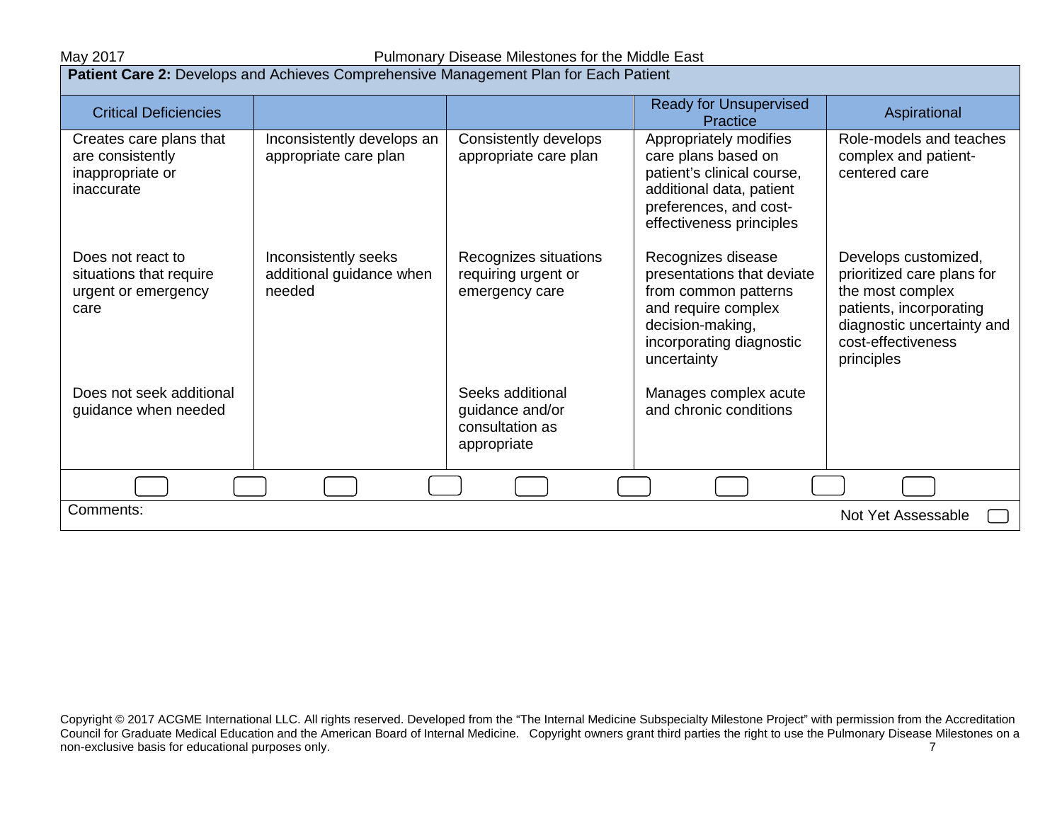**Patient Care 2:** Develops and Achieves Comprehensive Management Plan for Each Patient

| Critical Deficiencies | | | Ready for Unsupervised Practice | Aspirational |
|---|---|---|---|---|
| Creates care plans that are consistently inappropriate or inaccurate | Inconsistently develops an appropriate care plan | Consistently develops appropriate care plan | Appropriately modifies care plans based on patient's clinical course, additional data, patient preferences, and cost-effectiveness principles | Role-models and teaches complex and patient-centered care |
| Does not react to situations that require urgent or emergency care | Inconsistently seeks additional guidance when needed | Recognizes situations requiring urgent or emergency care | Recognizes disease presentations that deviate from common patterns and require complex decision-making, incorporating diagnostic uncertainty | Develops customized, prioritized care plans for the most complex patients, incorporating diagnostic uncertainty and cost-effectiveness principles |
| Does not seek additional guidance when needed | | Seeks additional guidance and/or consultation as appropriate | Manages complex acute and chronic conditions | |

Comments:

Not Yet Assessable

Copyright © 2017 ACGME International LLC. All rights reserved. Developed from the "The Internal Medicine Subspecialty Milestone Project" with permission from the Accreditation Council for Graduate Medical Education and the American Board of Internal Medicine. Copyright owners grant third parties the right to use the Pulmonary Disease Milestones on a non-exclusive basis for educational purposes only.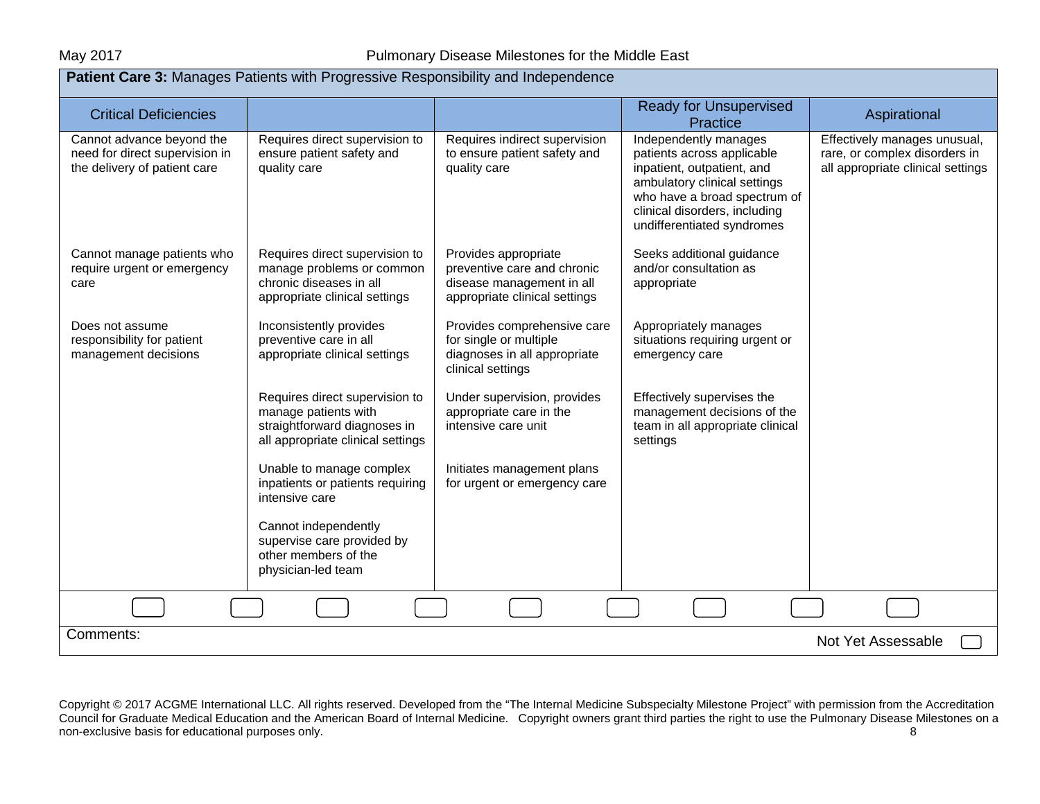**Patient Care 3:** Manages Patients with Progressive Responsibility and Independence

| Critical Deficiencies | | | Ready for Unsupervised Practice | Aspirational |
|---|---|---|---|---|
| Cannot advance beyond the need for direct supervision in the delivery of patient care | Requires direct supervision to ensure patient safety and quality care | Requires indirect supervision to ensure patient safety and quality care | Independently manages patients across applicable inpatient, outpatient, and ambulatory clinical settings who have a broad spectrum of clinical disorders, including undifferentiated syndromes | Effectively manages unusual, rare, or complex disorders in all appropriate clinical settings |
| Cannot manage patients who require urgent or emergency care | Requires direct supervision to manage problems or common chronic diseases in all appropriate clinical settings | Provides appropriate preventive care and chronic disease management in all appropriate clinical settings | Seeks additional guidance and/or consultation as appropriate | |
| Does not assume responsibility for patient management decisions | Inconsistently provides preventive care in all appropriate clinical settings | Provides comprehensive care for single or multiple diagnoses in all appropriate clinical settings | Appropriately manages situations requiring urgent or emergency care | |
| | Requires direct supervision to manage patients with straightforward diagnoses in all appropriate clinical settings | Under supervision, provides appropriate care in the intensive care unit | Effectively supervises the management decisions of the team in all appropriate clinical settings | |
| | Unable to manage complex inpatients or patients requiring intensive care | Initiates management plans for urgent or emergency care | | |
| | Cannot independently supervise care provided by other members of the physician-led team | | | |

Comments:

Not Yet Assessable

Copyright © 2017 ACGME International LLC. All rights reserved. Developed from the "The Internal Medicine Subspecialty Milestone Project" with permission from the Accreditation Council for Graduate Medical Education and the American Board of Internal Medicine. Copyright owners grant third parties the right to use the Pulmonary Disease Milestones on a non-exclusive basis for educational purposes only.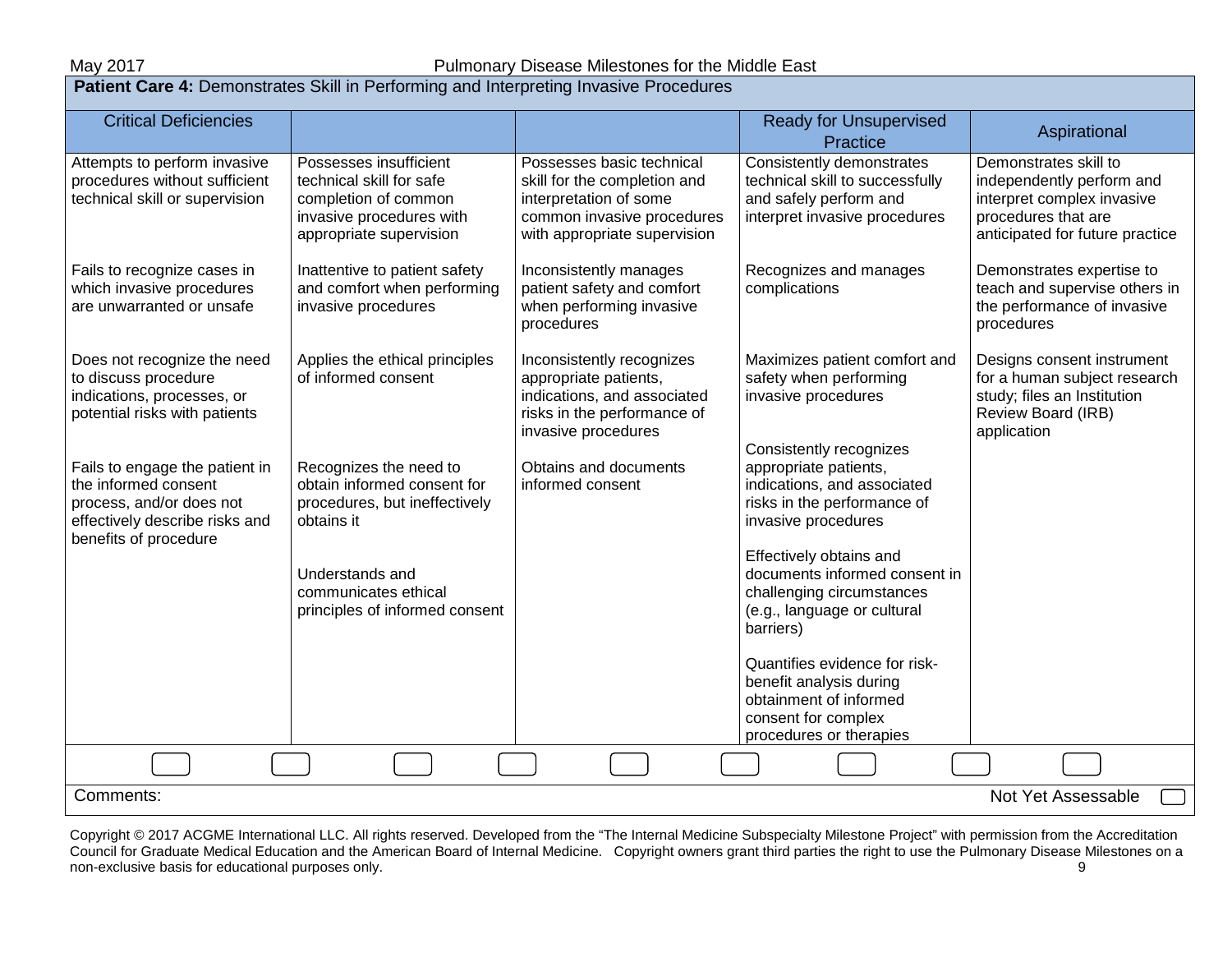**Patient Care 4:** Demonstrates Skill in Performing and Interpreting Invasive Procedures

| Critical Deficiencies | | | Ready for Unsupervised Practice | Aspirational |
|---|---|---|---|---|
| Attempts to perform invasive procedures without sufficient technical skill or supervision<br><br>Fails to recognize cases in which invasive procedures are unwarranted or unsafe<br><br>Does not recognize the need to discuss procedure indications, processes, or potential risks with patients<br><br>Fails to engage the patient in the informed consent process, and/or does not effectively describe risks and benefits of procedure | Possesses insufficient technical skill for safe completion of common invasive procedures with appropriate supervision<br><br>Inattentive to patient safety and comfort when performing invasive procedures<br><br>Applies the ethical principles of informed consent<br><br>Recognizes the need to obtain informed consent for procedures, but ineffectively obtains it<br><br>Understands and communicates ethical principles of informed consent | Possesses basic technical skill for the completion and interpretation of some common invasive procedures with appropriate supervision<br><br>Inconsistently manages patient safety and comfort when performing invasive procedures<br><br>Inconsistently recognizes appropriate patients, indications, and associated risks in the performance of invasive procedures<br><br>Obtains and documents informed consent | Consistently demonstrates technical skill to successfully and safely perform and interpret invasive procedures<br><br>Recognizes and manages complications<br><br>Maximizes patient comfort and safety when performing invasive procedures<br><br>Consistently recognizes appropriate patients, indications, and associated risks in the performance of invasive procedures<br><br>Effectively obtains and documents informed consent in challenging circumstances (e.g., language or cultural barriers)<br><br>Quantifies evidence for risk-benefit analysis during obtainment of informed consent for complex procedures or therapies | Demonstrates skill to independently perform and interpret complex invasive procedures that are anticipated for future practice<br><br>Demonstrates expertise to teach and supervise others in the performance of invasive procedures<br><br>Designs consent instrument for a human subject research study; files an Institution Review Board (IRB) application |

Comments: Not Yet Assessable

Copyright © 2017 ACGME International LLC. All rights reserved. Developed from the "The Internal Medicine Subspecialty Milestone Project" with permission from the Accreditation Council for Graduate Medical Education and the American Board of Internal Medicine. Copyright owners grant third parties the right to use the Pulmonary Disease Milestones on a non-exclusive basis for educational purposes only.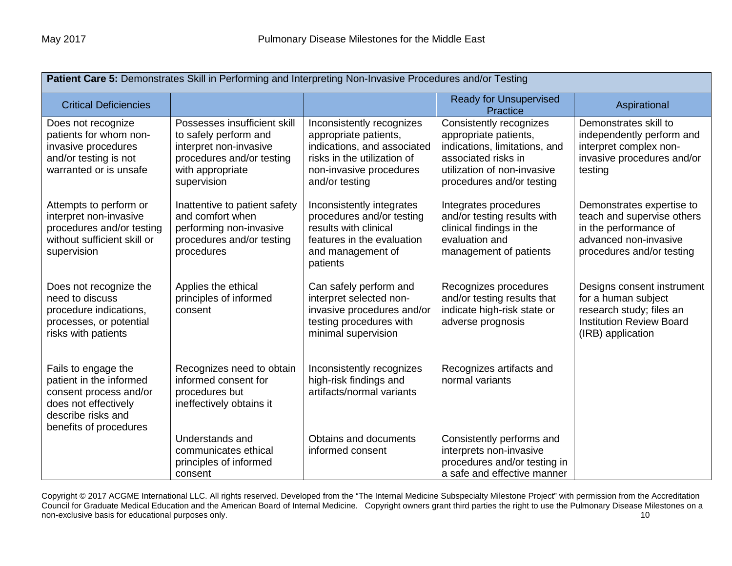| **Patient Care 5:** Demonstrates Skill in Performing and Interpreting Non-Invasive Procedures and/or Testing | | | | |
|---|---|---|---|---|
| Critical Deficiencies | | | Ready for Unsupervised Practice | Aspirational |
| Does not recognize patients for whom non-invasive procedures and/or testing is not warranted or is unsafe<br><br>Attempts to perform or interpret non-invasive procedures and/or testing without sufficient skill or supervision<br><br>Does not recognize the need to discuss procedure indications, processes, or potential risks with patients<br><br>Fails to engage the patient in the informed consent process and/or does not effectively describe risks and benefits of procedures | Possesses insufficient skill to safely perform and interpret non-invasive procedures and/or testing with appropriate supervision<br><br>Inattentive to patient safety and comfort when performing non-invasive procedures and/or testing procedures<br><br>Applies the ethical principles of informed consent<br><br>Recognizes need to obtain informed consent for procedures but ineffectively obtains it<br><br>Understands and communicates ethical principles of informed consent | Inconsistently recognizes appropriate patients, indications, and associated risks in the utilization of non-invasive procedures and/or testing<br><br>Inconsistently integrates procedures and/or testing results with clinical features in the evaluation and management of patients<br><br>Can safely perform and interpret selected non-invasive procedures and/or testing procedures with minimal supervision<br><br>Inconsistently recognizes high-risk findings and artifacts/normal variants<br><br>Obtains and documents informed consent | Consistently recognizes appropriate patients, indications, limitations, and associated risks in utilization of non-invasive procedures and/or testing<br><br>Integrates procedures and/or testing results with clinical findings in the evaluation and management of patients<br><br>Recognizes procedures and/or testing results that indicate high-risk state or adverse prognosis<br><br>Recognizes artifacts and normal variants<br><br>Consistently performs and interprets non-invasive procedures and/or testing in a safe and effective manner | Demonstrates skill to independently perform and interpret complex non-invasive procedures and/or testing<br><br>Demonstrates expertise to teach and supervise others in the performance of advanced non-invasive procedures and/or testing<br><br>Designs consent instrument for a human subject research study; files an Institution Review Board (IRB) application |

Copyright © 2017 ACGME International LLC. All rights reserved. Developed from the "The Internal Medicine Subspecialty Milestone Project" with permission from the Accreditation Council for Graduate Medical Education and the American Board of Internal Medicine. Copyright owners grant third parties the right to use the Pulmonary Disease Milestones on a non-exclusive basis for educational purposes only.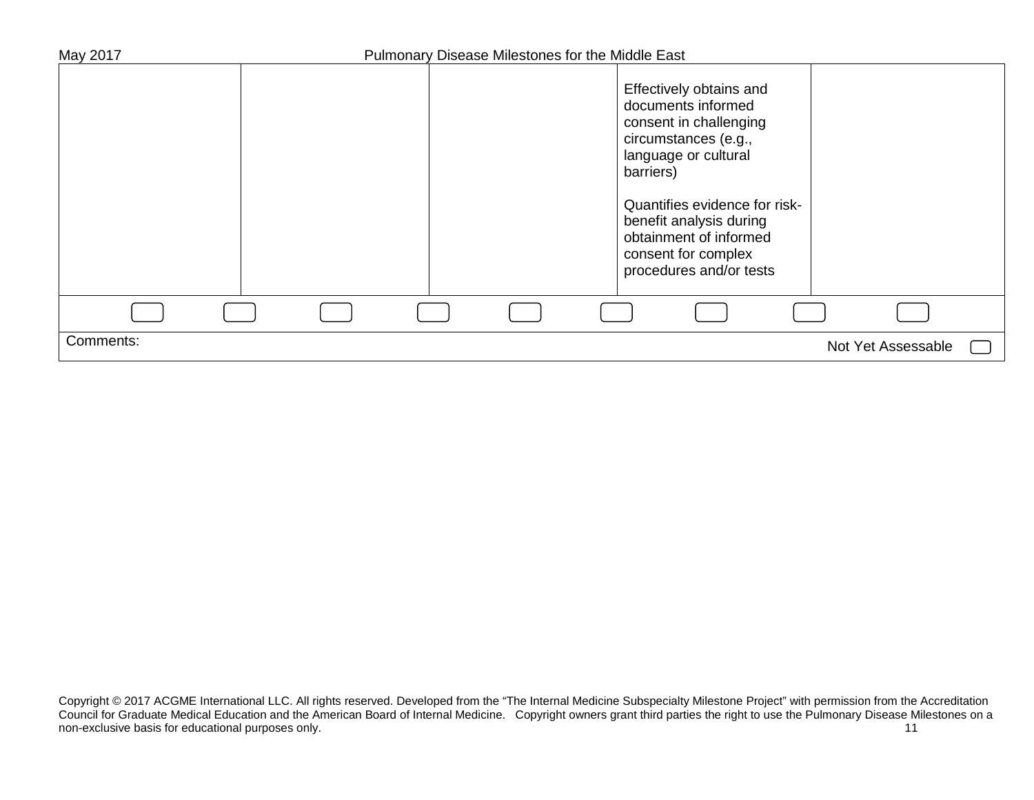| | | | | |
|---|---|---|---|---|
| | | | Effectively obtains and documents informed consent in challenging circumstances (e.g., language or cultural barriers)<br><br>Quantifies evidence for risk-benefit analysis during obtainment of informed consent for complex procedures and/or tests | |

Comments:

Not Yet Assessable

Copyright © 2017 ACGME International LLC. All rights reserved. Developed from the “The Internal Medicine Subspecialty Milestone Project” with permission from the Accreditation Council for Graduate Medical Education and the American Board of Internal Medicine. Copyright owners grant third parties the right to use the Pulmonary Disease Milestones on a non-exclusive basis for educational purposes only.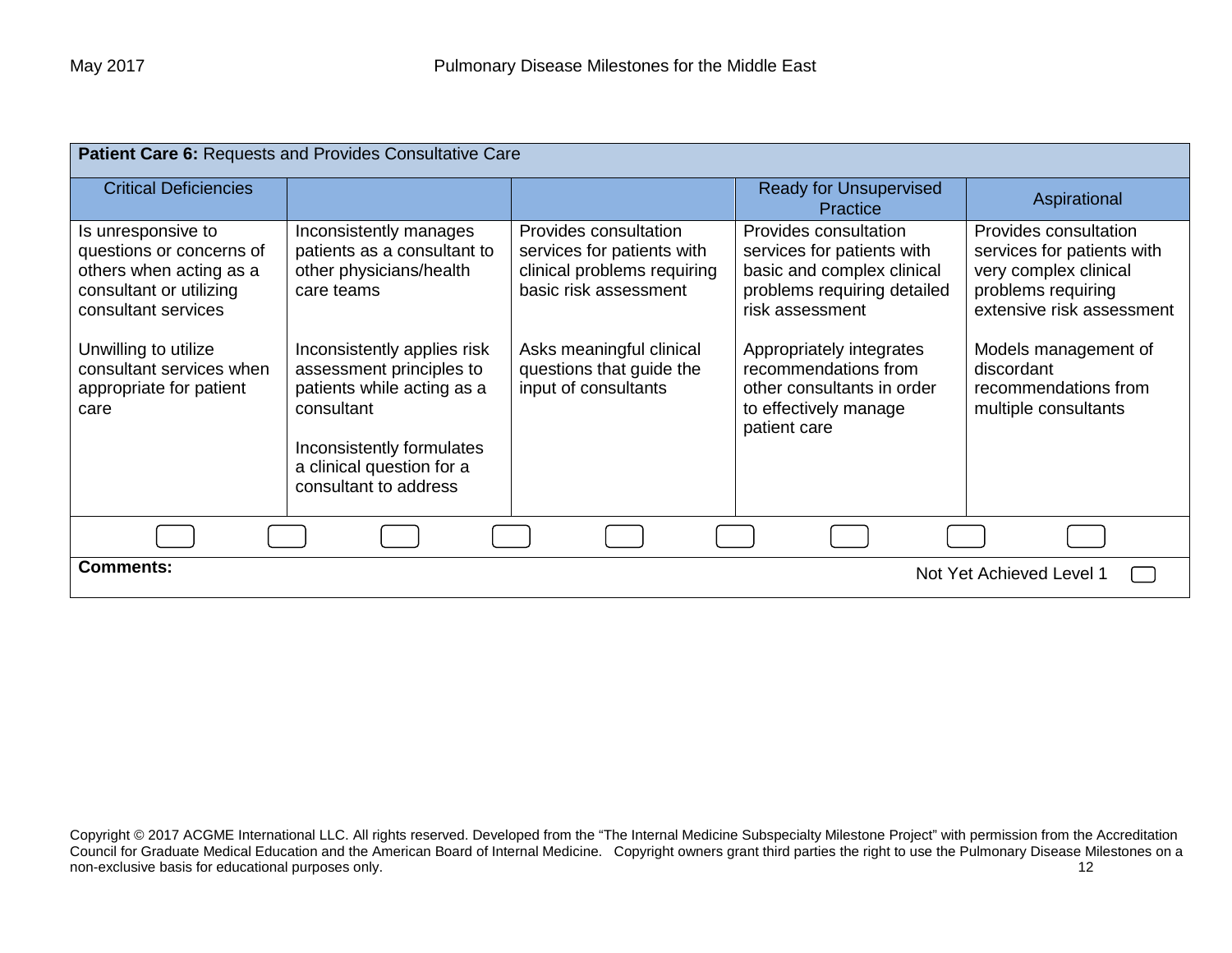| **Patient Care 6:** Requests and Provides Consultative Care | | | | |
|---|---|---|---|---|
| Critical Deficiencies | | | Ready for Unsupervised Practice | Aspirational |
| Is unresponsive to questions or concerns of others when acting as a consultant or utilizing consultant services<br><br>Unwilling to utilize consultant services when appropriate for patient care | Inconsistently manages patients as a consultant to other physicians/health care teams<br><br>Inconsistently applies risk assessment principles to patients while acting as a consultant<br><br>Inconsistently formulates a clinical question for a consultant to address | Provides consultation services for patients with clinical problems requiring basic risk assessment<br><br>Asks meaningful clinical questions that guide the input of consultants | Provides consultation services for patients with basic and complex clinical problems requiring detailed risk assessment<br><br>Appropriately integrates recommendations from other consultants in order to effectively manage patient care | Provides consultation services for patients with very complex clinical problems requiring extensive risk assessment<br><br>Models management of discordant recommendations from multiple consultants |

**Comments:**

Not Yet Achieved Level 1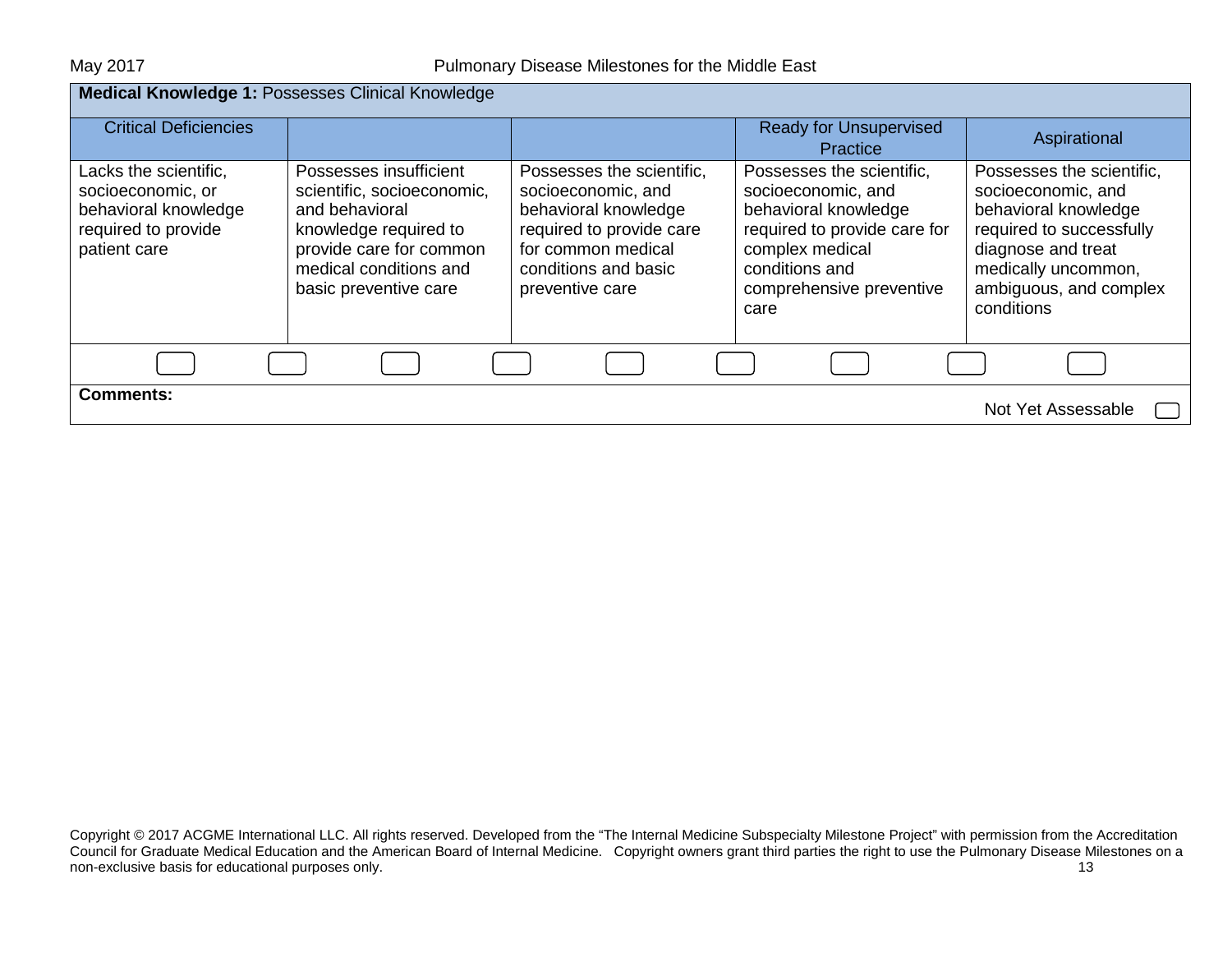| **Medical Knowledge 1:** Possesses Clinical Knowledge | | | | |
|---|---|---|---|---|
| Critical Deficiencies | | | Ready for Unsupervised Practice | Aspirational |
| Lacks the scientific, socioeconomic, or behavioral knowledge required to provide patient care | Possesses insufficient scientific, socioeconomic, and behavioral knowledge required to provide care for common medical conditions and basic preventive care | Possesses the scientific, socioeconomic, and behavioral knowledge required to provide care for common medical conditions and basic preventive care | Possesses the scientific, socioeconomic, and behavioral knowledge required to provide care for complex medical conditions and comprehensive preventive care | Possesses the scientific, socioeconomic, and behavioral knowledge required to successfully diagnose and treat medically uncommon, ambiguous, and complex conditions |

**Comments:**

Not Yet Assessable ☐

Copyright © 2017 ACGME International LLC. All rights reserved. Developed from the "The Internal Medicine Subspecialty Milestone Project" with permission from the Accreditation Council for Graduate Medical Education and the American Board of Internal Medicine. Copyright owners grant third parties the right to use the Pulmonary Disease Milestones on a non-exclusive basis for educational purposes only.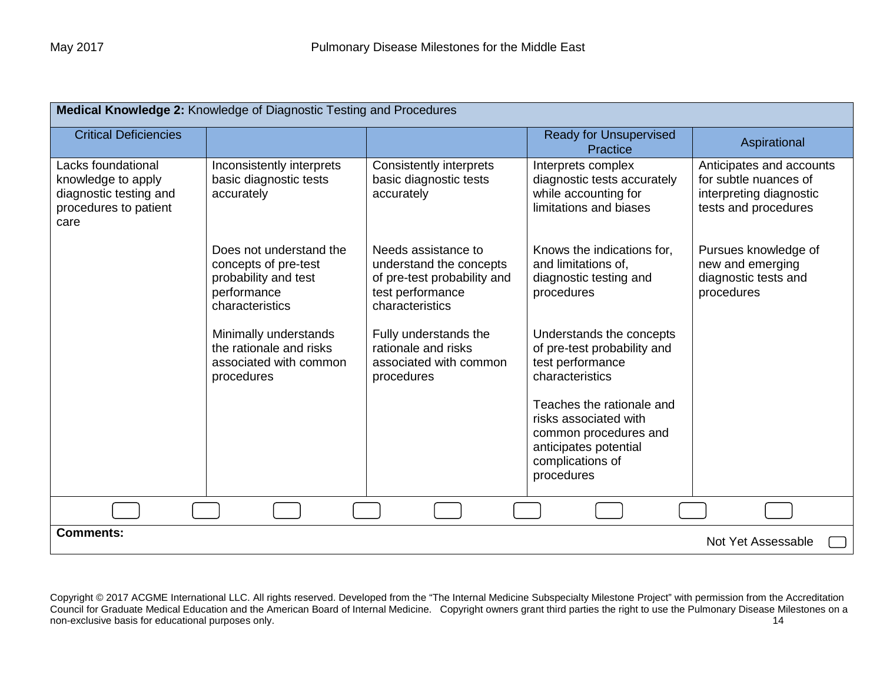| **Medical Knowledge 2:** Knowledge of Diagnostic Testing and Procedures | | | | |
|---|---|---|---|---|
| Critical Deficiencies | | | Ready for Unsupervised Practice | Aspirational |
| Lacks foundational knowledge to apply diagnostic testing and procedures to patient care | Inconsistently interprets basic diagnostic tests accurately<br><br>Does not understand the concepts of pre-test probability and test performance characteristics<br><br>Minimally understands the rationale and risks associated with common procedures | Consistently interprets basic diagnostic tests accurately<br><br>Needs assistance to understand the concepts of pre-test probability and test performance characteristics<br><br>Fully understands the rationale and risks associated with common procedures | Interprets complex diagnostic tests accurately while accounting for limitations and biases<br><br>Knows the indications for, and limitations of, diagnostic testing and procedures<br><br>Understands the concepts of pre-test probability and test performance characteristics<br><br>Teaches the rationale and risks associated with common procedures and anticipates potential complications of procedures | Anticipates and accounts for subtle nuances of interpreting diagnostic tests and procedures<br><br>Pursues knowledge of new and emerging diagnostic tests and procedures |

**Comments:**

Not Yet Assessable

Copyright © 2017 ACGME International LLC. All rights reserved. Developed from the "The Internal Medicine Subspecialty Milestone Project" with permission from the Accreditation Council for Graduate Medical Education and the American Board of Internal Medicine. Copyright owners grant third parties the right to use the Pulmonary Disease Milestones on a non-exclusive basis for educational purposes only.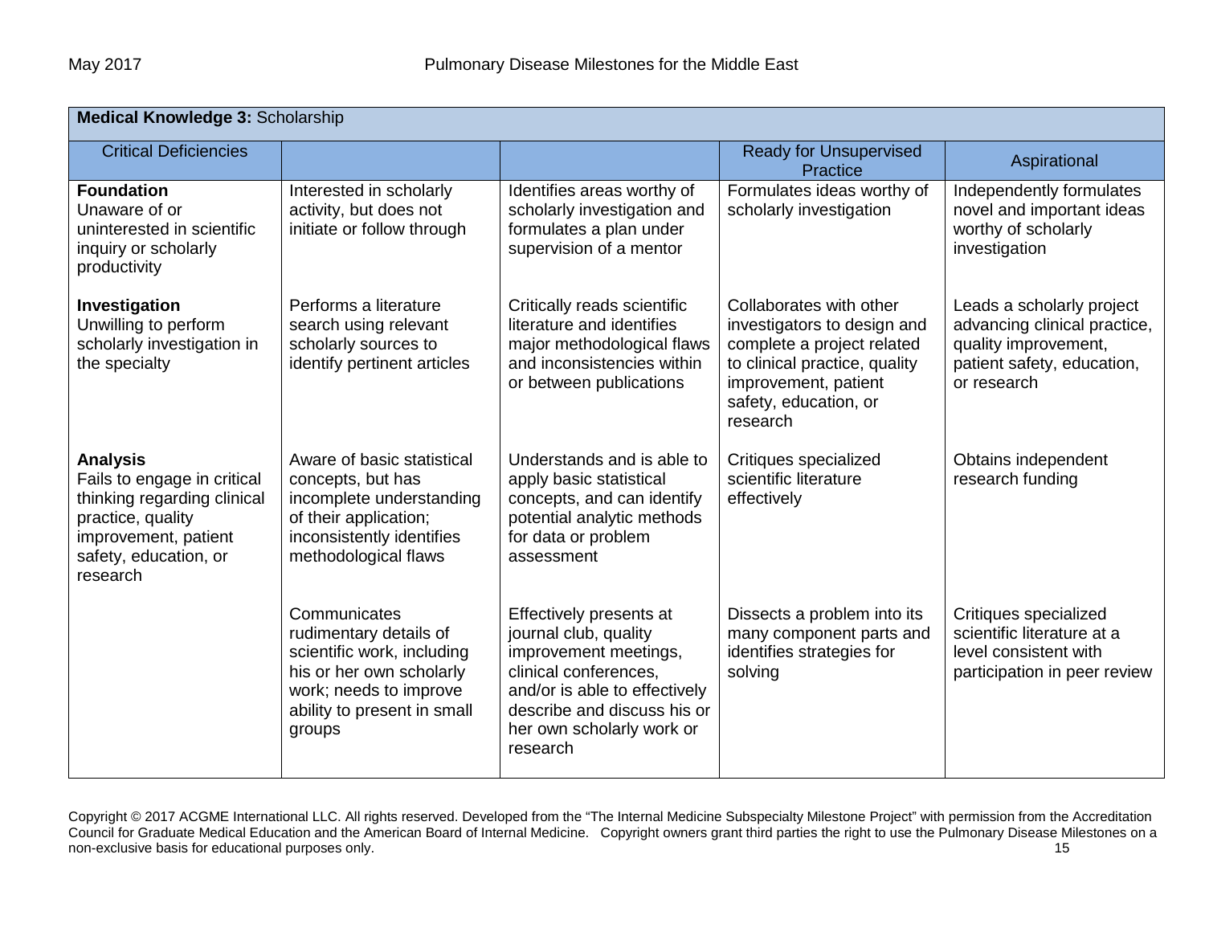| **Medical Knowledge 3:** Scholarship | | | | |
|---|---|---|---|---|
| Critical Deficiencies | | | Ready for Unsupervised Practice | Aspirational |
| **Foundation**<br>Unaware of or uninterested in scientific inquiry or scholarly productivity | Interested in scholarly activity, but does not initiate or follow through | Identifies areas worthy of scholarly investigation and formulates a plan under supervision of a mentor | Formulates ideas worthy of scholarly investigation | Independently formulates novel and important ideas worthy of scholarly investigation |
| **Investigation**<br>Unwilling to perform scholarly investigation in the specialty | Performs a literature search using relevant scholarly sources to identify pertinent articles | Critically reads scientific literature and identifies major methodological flaws and inconsistencies within or between publications | Collaborates with other investigators to design and complete a project related to clinical practice, quality improvement, patient safety, education, or research | Leads a scholarly project advancing clinical practice, quality improvement, patient safety, education, or research |
| **Analysis**<br>Fails to engage in critical thinking regarding clinical practice, quality improvement, patient safety, education, or research | Aware of basic statistical concepts, but has incomplete understanding of their application; inconsistently identifies methodological flaws | Understands and is able to apply basic statistical concepts, and can identify potential analytic methods for data or problem assessment | Critiques specialized scientific literature effectively | Obtains independent research funding |
| | Communicates rudimentary details of scientific work, including his or her own scholarly work; needs to improve ability to present in small groups | Effectively presents at journal club, quality improvement meetings, clinical conferences, and/or is able to effectively describe and discuss his or her own scholarly work or research | Dissects a problem into its many component parts and identifies strategies for solving | Critiques specialized scientific literature at a level consistent with participation in peer review |

Copyright © 2017 ACGME International LLC. All rights reserved. Developed from the "The Internal Medicine Subspecialty Milestone Project" with permission from the Accreditation Council for Graduate Medical Education and the American Board of Internal Medicine. Copyright owners grant third parties the right to use the Pulmonary Disease Milestones on a non-exclusive basis for educational purposes only.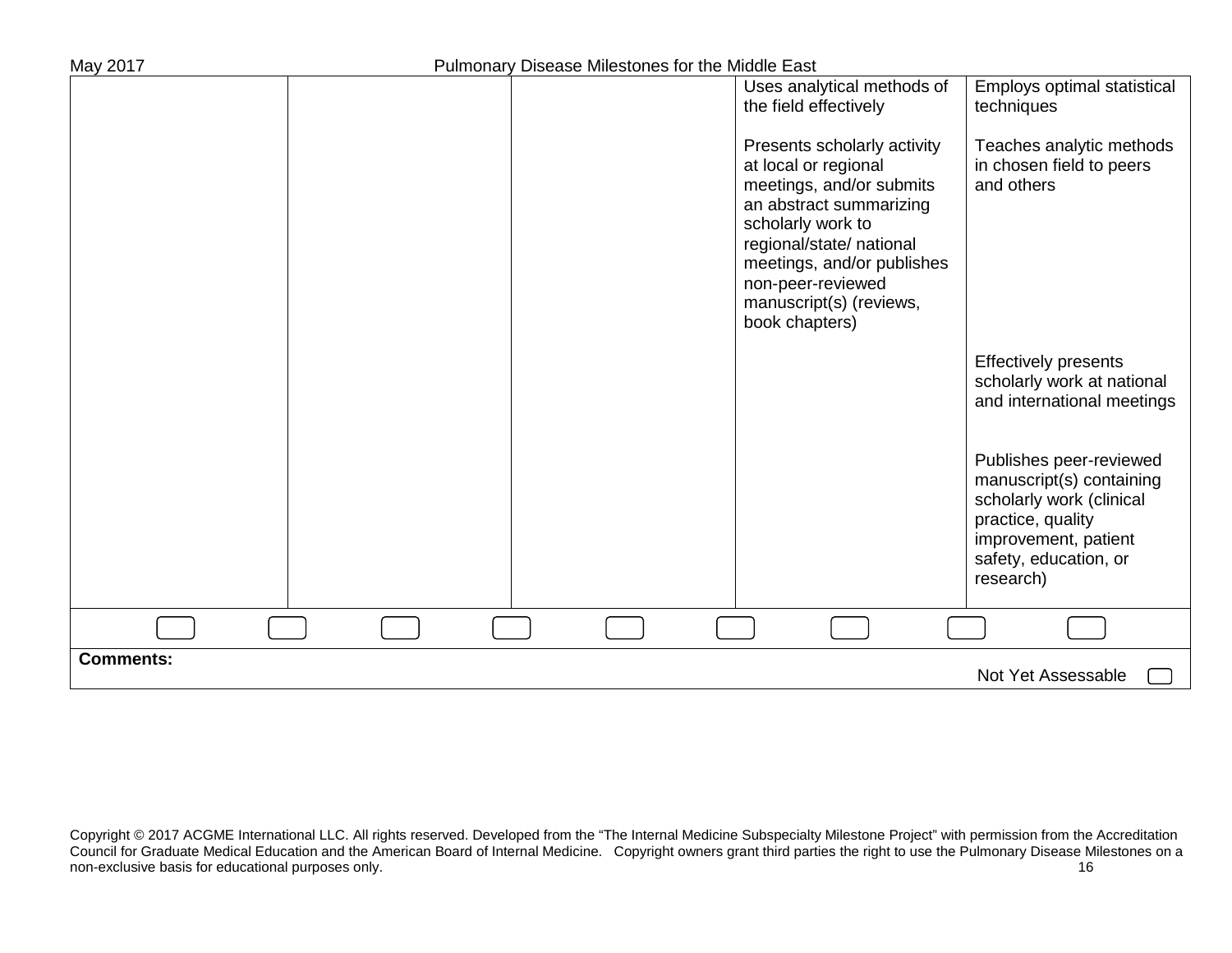| | | | | |
|---|---|---|---|---|
| | | | Uses analytical methods of the field effectively<br><br>Presents scholarly activity at local or regional meetings, and/or submits an abstract summarizing scholarly work to regional/state/ national meetings, and/or publishes non-peer-reviewed manuscript(s) (reviews, book chapters) | Employs optimal statistical techniques<br><br>Teaches analytic methods in chosen field to peers and others<br><br>Effectively presents scholarly work at national and international meetings<br><br>Publishes peer-reviewed manuscript(s) containing scholarly work (clinical practice, quality improvement, patient safety, education, or research) |
| ☐ ☐ | ☐ ☐ | ☐ ☐ | ☐ ☐ | ☐ |

**Comments:**

Not Yet Assessable ☐

Copyright © 2017 ACGME International LLC. All rights reserved. Developed from the "The Internal Medicine Subspecialty Milestone Project" with permission from the Accreditation Council for Graduate Medical Education and the American Board of Internal Medicine. Copyright owners grant third parties the right to use the Pulmonary Disease Milestones on a non-exclusive basis for educational purposes only.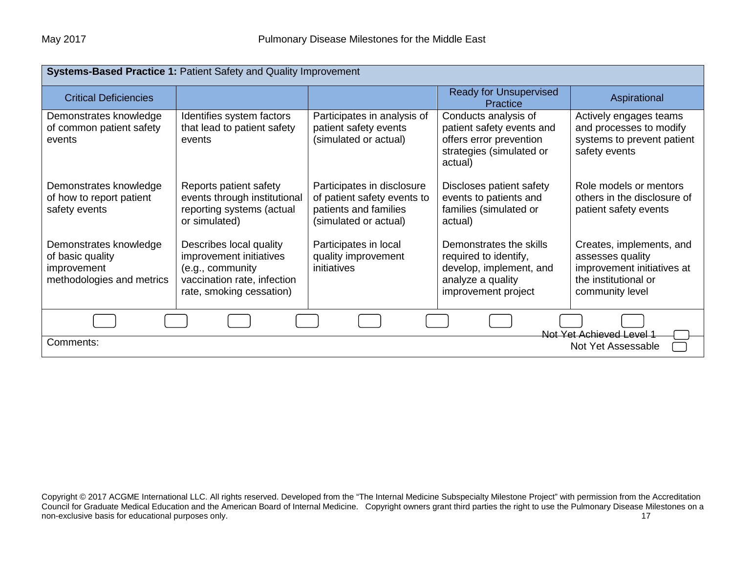**Systems-Based Practice 1:** Patient Safety and Quality Improvement

| Critical Deficiencies | | | Ready for Unsupervised Practice | Aspirational |
|---|---|---|---|---|
| Demonstrates knowledge of common patient safety events | Identifies system factors that lead to patient safety events | Participates in analysis of patient safety events (simulated or actual) | Conducts analysis of patient safety events and offers error prevention strategies (simulated or actual) | Actively engages teams and processes to modify systems to prevent patient safety events |
| Demonstrates knowledge of how to report patient safety events | Reports patient safety events through institutional reporting systems (actual or simulated) | Participates in disclosure of patient safety events to patients and families (simulated or actual) | Discloses patient safety events to patients and families (simulated or actual) | Role models or mentors others in the disclosure of patient safety events |
| Demonstrates knowledge of basic quality improvement methodologies and metrics | Describes local quality improvement initiatives (e.g., community vaccination rate, infection rate, smoking cessation) | Participates in local quality improvement initiatives | Demonstrates the skills required to identify, develop, implement, and analyze a quality improvement project | Creates, implements, and assesses quality improvement initiatives at the institutional or community level |

Not Yet Achieved Level 1

Not Yet Assessable

Comments:

Copyright © 2017 ACGME International LLC. All rights reserved. Developed from the "The Internal Medicine Subspecialty Milestone Project" with permission from the Accreditation Council for Graduate Medical Education and the American Board of Internal Medicine. Copyright owners grant third parties the right to use the Pulmonary Disease Milestones on a non-exclusive basis for educational purposes only.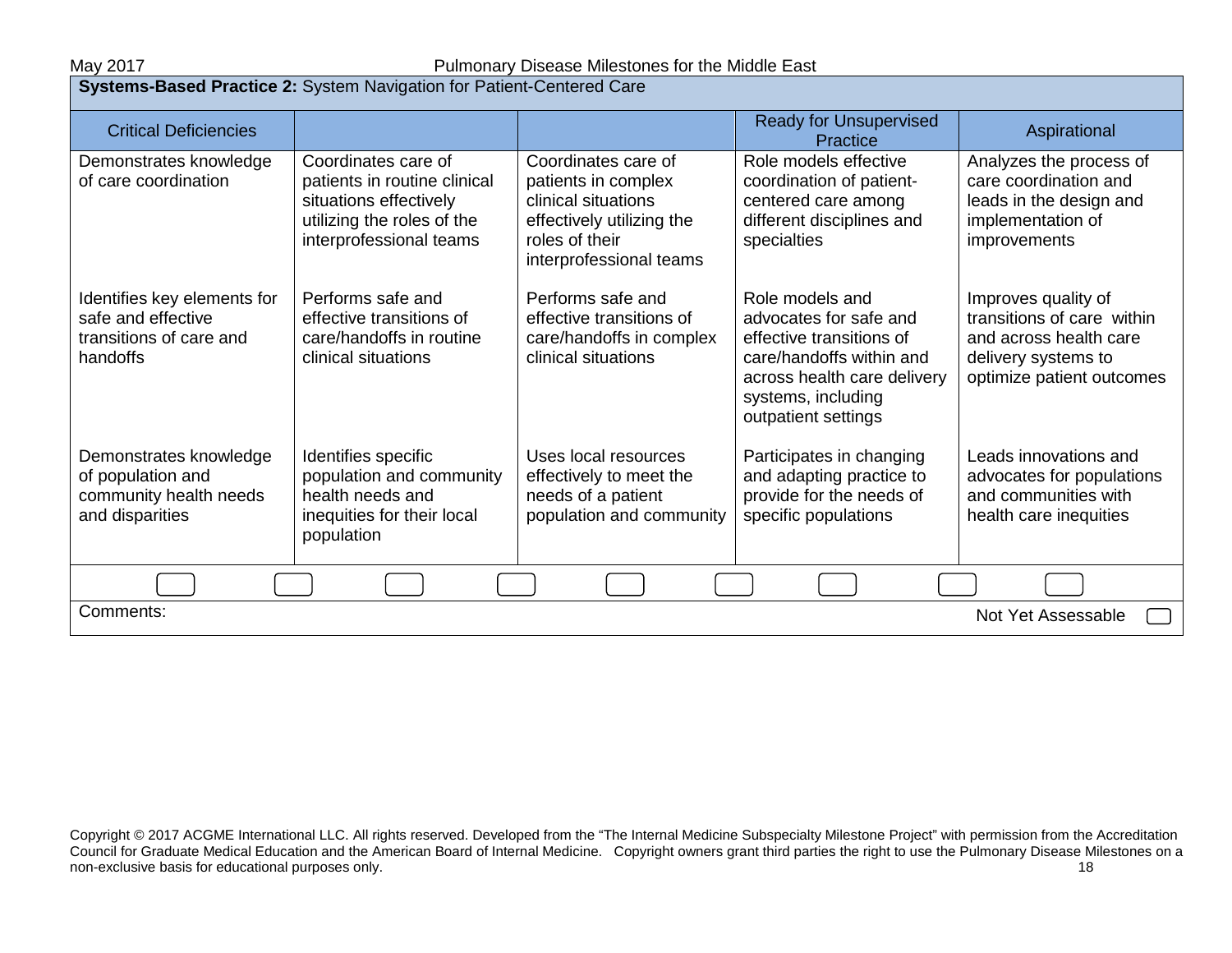**Systems-Based Practice 2:** System Navigation for Patient-Centered Care

| Critical Deficiencies | | | Ready for Unsupervised Practice | Aspirational |
|---|---|---|---|---|
| Demonstrates knowledge of care coordination | Coordinates care of patients in routine clinical situations effectively utilizing the roles of the interprofessional teams | Coordinates care of patients in complex clinical situations effectively utilizing the roles of their interprofessional teams | Role models effective coordination of patient-centered care among different disciplines and specialties | Analyzes the process of care coordination and leads in the design and implementation of improvements |
| Identifies key elements for safe and effective transitions of care and handoffs | Performs safe and effective transitions of care/handoffs in routine clinical situations | Performs safe and effective transitions of care/handoffs in complex clinical situations | Role models and advocates for safe and effective transitions of care/handoffs within and across health care delivery systems, including outpatient settings | Improves quality of transitions of care within and across health care delivery systems to optimize patient outcomes |
| Demonstrates knowledge of population and community health needs and disparities | Identifies specific population and community health needs and inequities for their local population | Uses local resources effectively to meet the needs of a patient population and community | Participates in changing and adapting practice to provide for the needs of specific populations | Leads innovations and advocates for populations and communities with health care inequities |

Comments:

Not Yet Assessable

Copyright © 2017 ACGME International LLC. All rights reserved. Developed from the "The Internal Medicine Subspecialty Milestone Project" with permission from the Accreditation Council for Graduate Medical Education and the American Board of Internal Medicine. Copyright owners grant third parties the right to use the Pulmonary Disease Milestones on a non-exclusive basis for educational purposes only.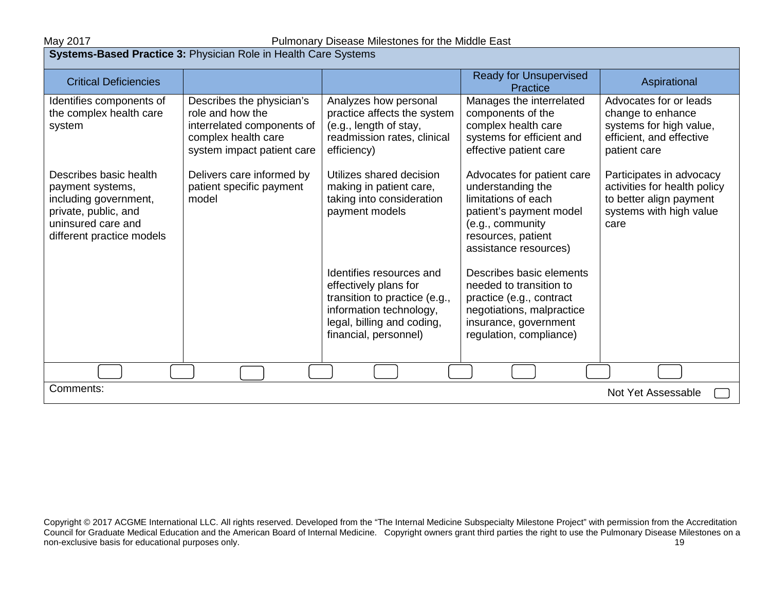**Systems-Based Practice 3:** Physician Role in Health Care Systems

| Critical Deficiencies | | | Ready for Unsupervised Practice | Aspirational |
|---|---|---|---|---|
| Identifies components of the complex health care system | Describes the physician's role and how the interrelated components of complex health care system impact patient care | Analyzes how personal practice affects the system (e.g., length of stay, readmission rates, clinical efficiency) | Manages the interrelated components of the complex health care systems for efficient and effective patient care | Advocates for or leads change to enhance systems for high value, efficient, and effective patient care |
| Describes basic health payment systems, including government, private, public, and uninsured care and different practice models | Delivers care informed by patient specific payment model | Utilizes shared decision making in patient care, taking into consideration payment models | Advocates for patient care understanding the limitations of each patient's payment model (e.g., community resources, patient assistance resources) | Participates in advocacy activities for health policy to better align payment systems with high value care |
| | | Identifies resources and effectively plans for transition to practice (e.g., information technology, legal, billing and coding, financial, personnel) | Describes basic elements needed to transition to practice (e.g., contract negotiations, malpractice insurance, government regulation, compliance) | |

Comments:

Not Yet Assessable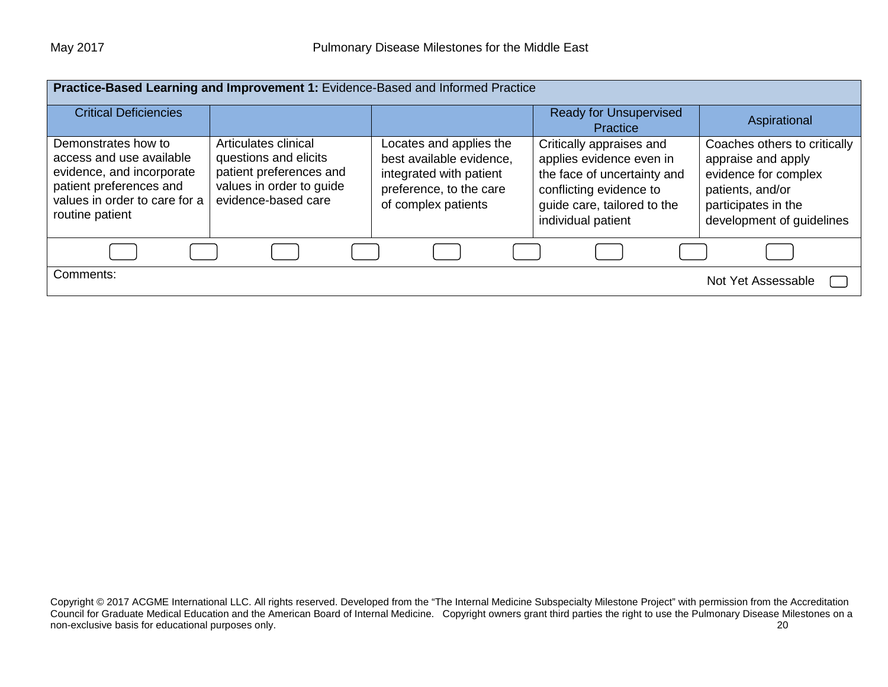| **Practice-Based Learning and Improvement 1:** Evidence-Based and Informed Practice | | | | |
|---|---|---|---|---|
| Critical Deficiencies | | | Ready for Unsupervised Practice | Aspirational |
| Demonstrates how to access and use available evidence, and incorporate patient preferences and values in order to care for a routine patient | Articulates clinical questions and elicits patient preferences and values in order to guide evidence-based care | Locates and applies the best available evidence, integrated with patient preference, to the care of complex patients | Critically appraises and applies evidence even in the face of uncertainty and conflicting evidence to guide care, tailored to the individual patient | Coaches others to critically appraise and apply evidence for complex patients, and/or participates in the development of guidelines |

Comments:

Not Yet Assessable

Copyright © 2017 ACGME International LLC. All rights reserved. Developed from the "The Internal Medicine Subspecialty Milestone Project" with permission from the Accreditation Council for Graduate Medical Education and the American Board of Internal Medicine. Copyright owners grant third parties the right to use the Pulmonary Disease Milestones on a non-exclusive basis for educational purposes only.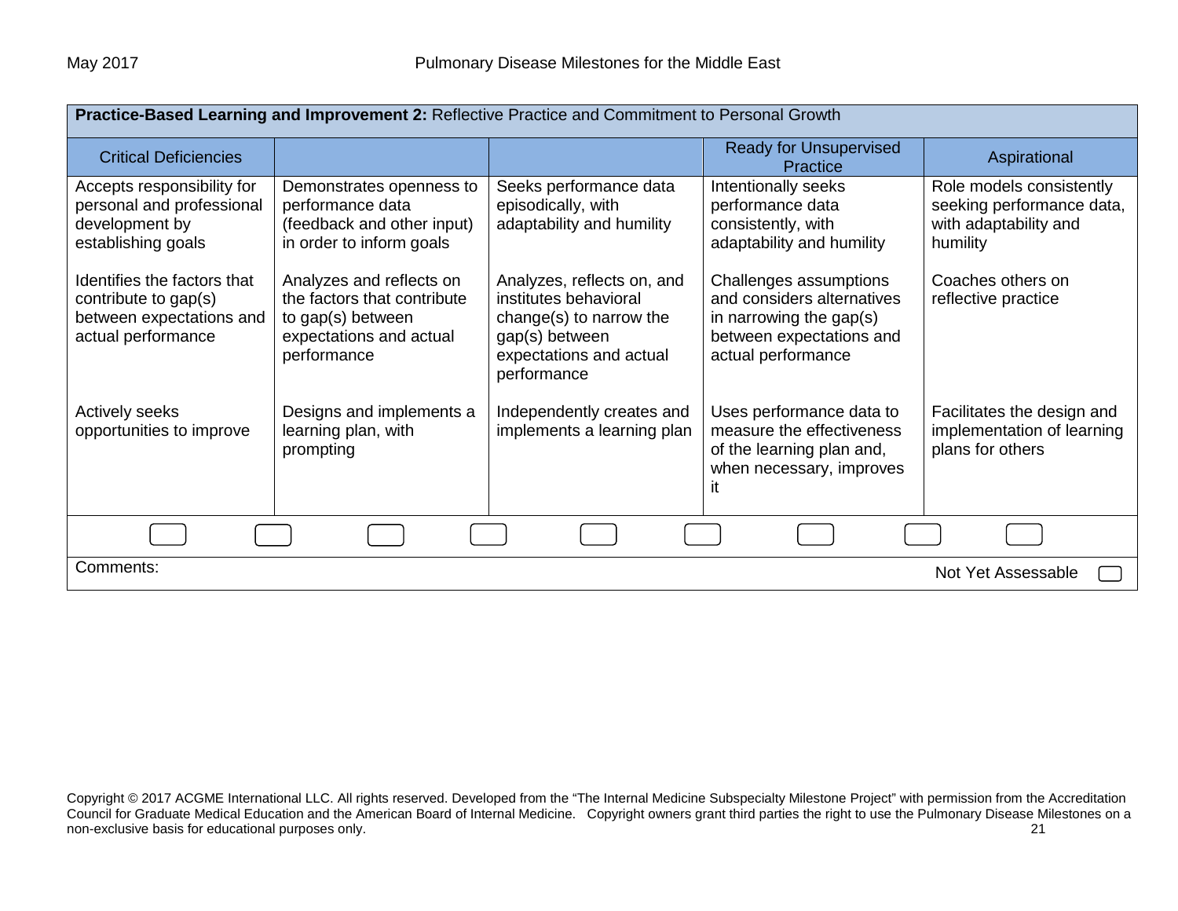| **Practice-Based Learning and Improvement 2:** Reflective Practice and Commitment to Personal Growth | | | | |
|---|---|---|---|---|
| Critical Deficiencies | | | Ready for Unsupervised Practice | Aspirational |
| Accepts responsibility for personal and professional development by establishing goals<br><br>Identifies the factors that contribute to gap(s) between expectations and actual performance<br><br>Actively seeks opportunities to improve | Demonstrates openness to performance data (feedback and other input) in order to inform goals<br><br>Analyzes and reflects on the factors that contribute to gap(s) between expectations and actual performance<br><br>Designs and implements a learning plan, with prompting | Seeks performance data episodically, with adaptability and humility<br><br>Analyzes, reflects on, and institutes behavioral change(s) to narrow the gap(s) between expectations and actual performance<br><br>Independently creates and implements a learning plan | Intentionally seeks performance data consistently, with adaptability and humility<br><br>Challenges assumptions and considers alternatives in narrowing the gap(s) between expectations and actual performance<br><br>Uses performance data to measure the effectiveness of the learning plan and, when necessary, improves it | Role models consistently seeking performance data, with adaptability and humility<br><br>Coaches others on reflective practice<br><br>Facilitates the design and implementation of learning plans for others |

Comments: Not Yet Assessable

Copyright © 2017 ACGME International LLC. All rights reserved. Developed from the "The Internal Medicine Subspecialty Milestone Project" with permission from the Accreditation Council for Graduate Medical Education and the American Board of Internal Medicine. Copyright owners grant third parties the right to use the Pulmonary Disease Milestones on a non-exclusive basis for educational purposes only.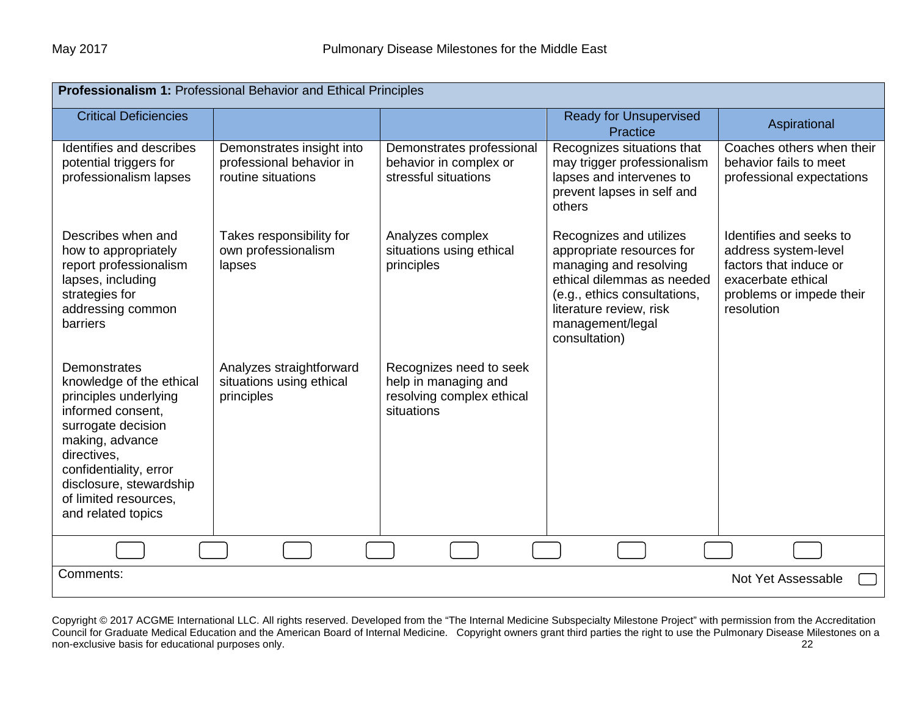| **Professionalism 1:** Professional Behavior and Ethical Principles | | | | |
|---|---|---|---|---|
| Critical Deficiencies | | | Ready for Unsupervised Practice | Aspirational |
| Identifies and describes potential triggers for professionalism lapses | Demonstrates insight into professional behavior in routine situations | Demonstrates professional behavior in complex or stressful situations | Recognizes situations that may trigger professionalism lapses and intervenes to prevent lapses in self and others | Coaches others when their behavior fails to meet professional expectations |
| Describes when and how to appropriately report professionalism lapses, including strategies for addressing common barriers | Takes responsibility for own professionalism lapses | Analyzes complex situations using ethical principles | Recognizes and utilizes appropriate resources for managing and resolving ethical dilemmas as needed (e.g., ethics consultations, literature review, risk management/legal consultation) | Identifies and seeks to address system-level factors that induce or exacerbate ethical problems or impede their resolution |
| Demonstrates knowledge of the ethical principles underlying informed consent, surrogate decision making, advance directives, confidentiality, error disclosure, stewardship of limited resources, and related topics | Analyzes straightforward situations using ethical principles | Recognizes need to seek help in managing and resolving complex ethical situations | | |

Comments:

Not Yet Assessable

Copyright © 2017 ACGME International LLC. All rights reserved. Developed from the "The Internal Medicine Subspecialty Milestone Project" with permission from the Accreditation Council for Graduate Medical Education and the American Board of Internal Medicine. Copyright owners grant third parties the right to use the Pulmonary Disease Milestones on a non-exclusive basis for educational purposes only.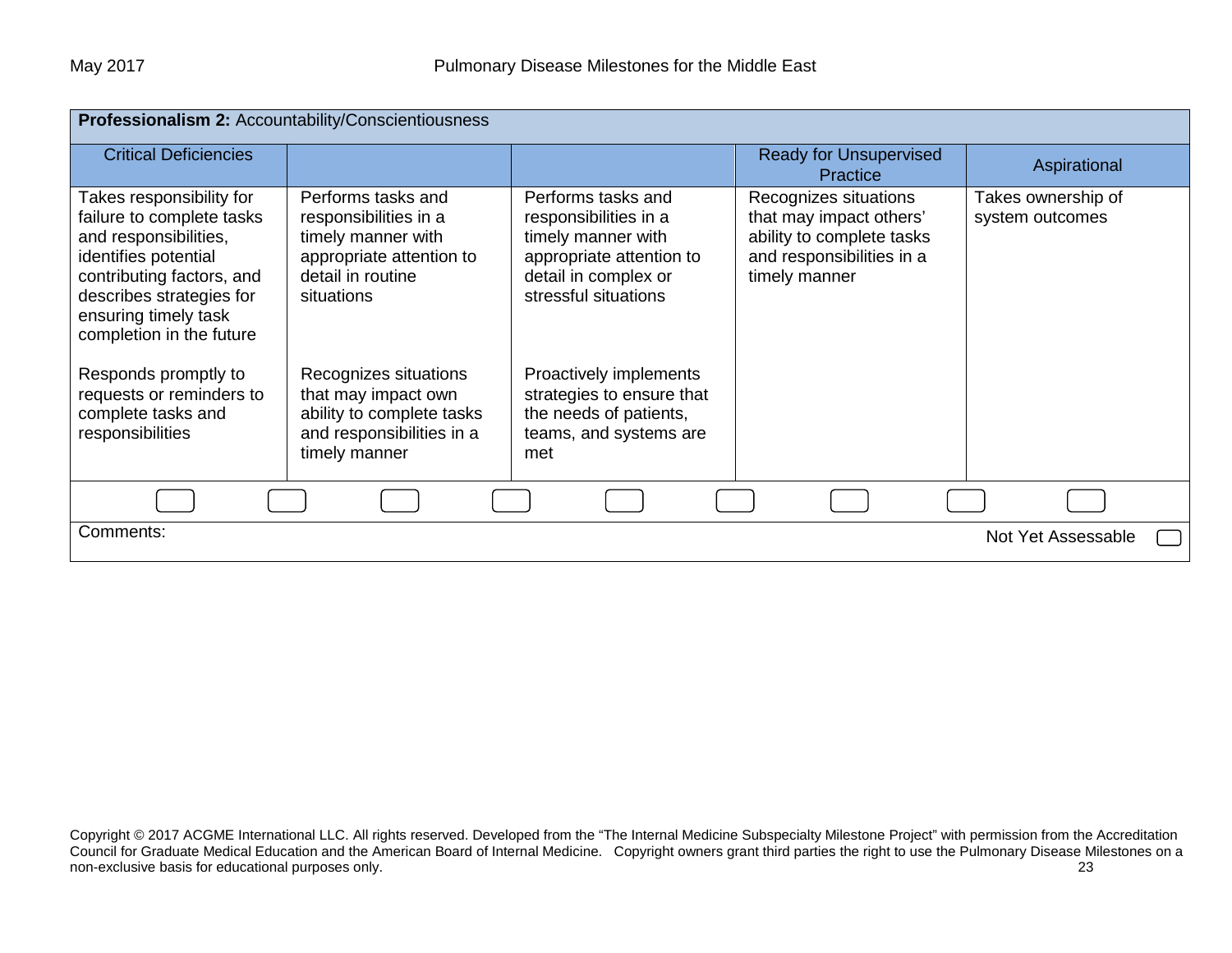| **Professionalism 2:** Accountability/Conscientiousness | | | | |
|---|---|---|---|---|
| Critical Deficiencies | | | Ready for Unsupervised Practice | Aspirational |
| Takes responsibility for failure to complete tasks and responsibilities, identifies potential contributing factors, and describes strategies for ensuring timely task completion in the future<br><br>Responds promptly to requests or reminders to complete tasks and responsibilities | Performs tasks and responsibilities in a timely manner with appropriate attention to detail in routine situations<br><br>Recognizes situations that may impact own ability to complete tasks and responsibilities in a timely manner | Performs tasks and responsibilities in a timely manner with appropriate attention to detail in complex or stressful situations<br><br>Proactively implements strategies to ensure that the needs of patients, teams, and systems are met | Recognizes situations that may impact others' ability to complete tasks and responsibilities in a timely manner | Takes ownership of system outcomes |

Comments:

Not Yet Assessable

Copyright © 2017 ACGME International LLC. All rights reserved. Developed from the "The Internal Medicine Subspecialty Milestone Project" with permission from the Accreditation Council for Graduate Medical Education and the American Board of Internal Medicine. Copyright owners grant third parties the right to use the Pulmonary Disease Milestones on a non-exclusive basis for educational purposes only.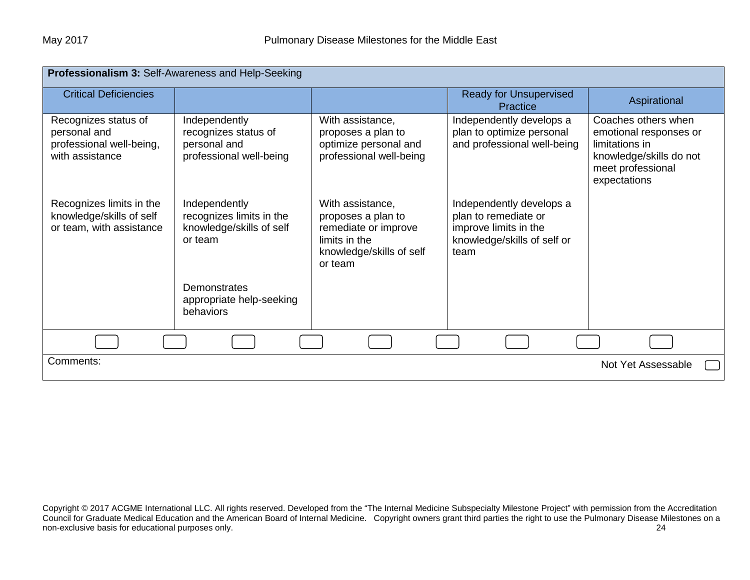| **Professionalism 3:** Self-Awareness and Help-Seeking | | | | |
|---|---|---|---|---|
| Critical Deficiencies | | | Ready for Unsupervised Practice | Aspirational |
| Recognizes status of personal and professional well-being, with assistance | Independently recognizes status of personal and professional well-being | With assistance, proposes a plan to optimize personal and professional well-being | Independently develops a plan to optimize personal and professional well-being | Coaches others when emotional responses or limitations in knowledge/skills do not meet professional expectations |
| Recognizes limits in the knowledge/skills of self or team, with assistance | Independently recognizes limits in the knowledge/skills of self or team | With assistance, proposes a plan to remediate or improve limits in the knowledge/skills of self or team | Independently develops a plan to remediate or improve limits in the knowledge/skills of self or team | |
| | Demonstrates appropriate help-seeking behaviors | | | |

Comments:

Not Yet Assessable

Copyright © 2017 ACGME International LLC. All rights reserved. Developed from the "The Internal Medicine Subspecialty Milestone Project" with permission from the Accreditation Council for Graduate Medical Education and the American Board of Internal Medicine. Copyright owners grant third parties the right to use the Pulmonary Disease Milestones on a non-exclusive basis for educational purposes only.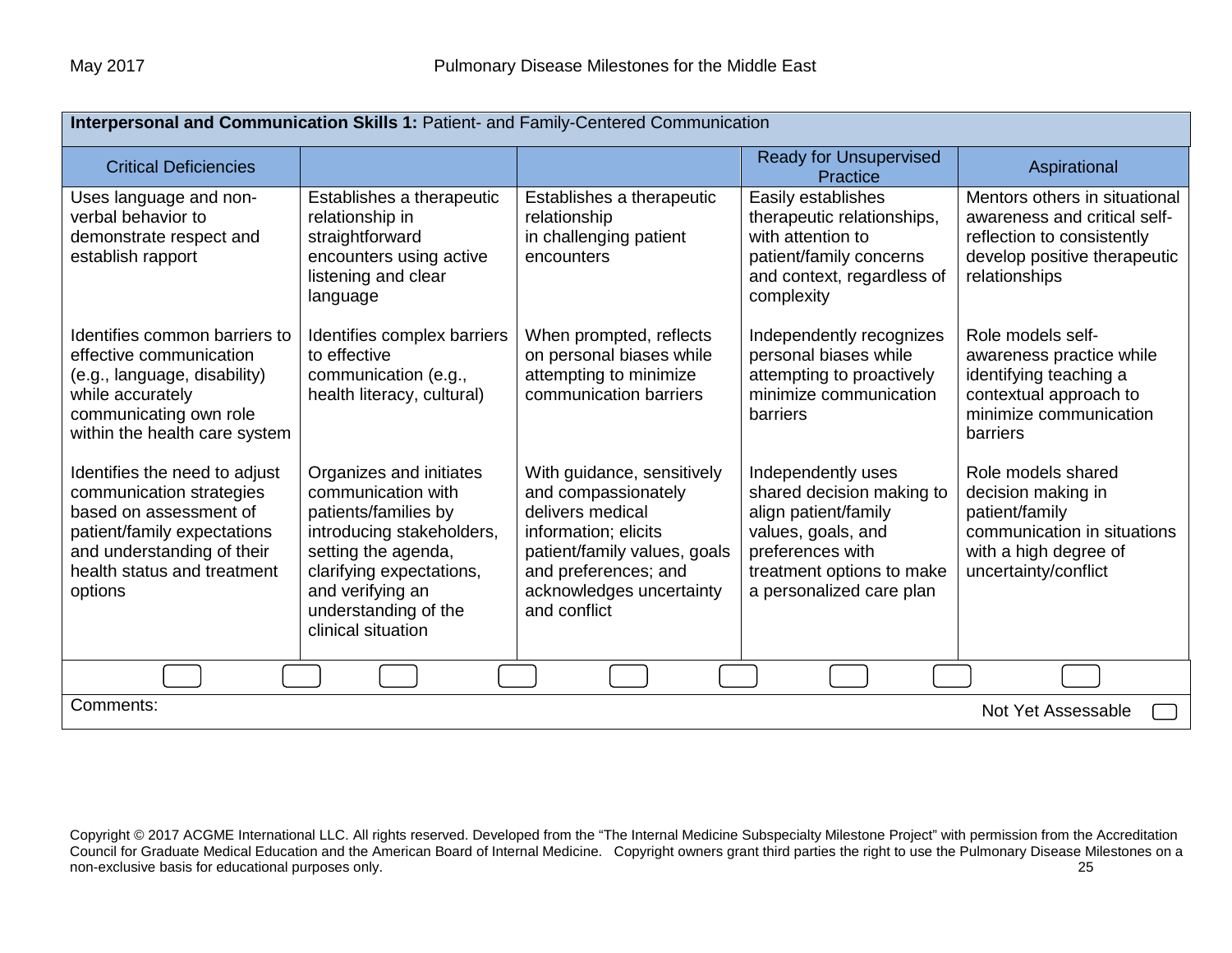**Interpersonal and Communication Skills 1:** Patient- and Family-Centered Communication

| Critical Deficiencies | | | Ready for Unsupervised Practice | Aspirational |
|---|---|---|---|---|
| Uses language and non-verbal behavior to demonstrate respect and establish rapport | Establishes a therapeutic relationship in straightforward encounters using active listening and clear language | Establishes a therapeutic relationship in challenging patient encounters | Easily establishes therapeutic relationships, with attention to patient/family concerns and context, regardless of complexity | Mentors others in situational awareness and critical self-reflection to consistently develop positive therapeutic relationships |
| Identifies common barriers to effective communication (e.g., language, disability) while accurately communicating own role within the health care system | Identifies complex barriers to effective communication (e.g., health literacy, cultural) | When prompted, reflects on personal biases while attempting to minimize communication barriers | Independently recognizes personal biases while attempting to proactively minimize communication barriers | Role models self-awareness practice while identifying teaching a contextual approach to minimize communication barriers |
| Identifies the need to adjust communication strategies based on assessment of patient/family expectations and understanding of their health status and treatment options | Organizes and initiates communication with patients/families by introducing stakeholders, setting the agenda, clarifying expectations, and verifying an understanding of the clinical situation | With guidance, sensitively and compassionately delivers medical information; elicits patient/family values, goals and preferences; and acknowledges uncertainty and conflict | Independently uses shared decision making to align patient/family values, goals, and preferences with treatment options to make a personalized care plan | Role models shared decision making in patient/family communication in situations with a high degree of uncertainty/conflict |

Comments:

Not Yet Assessable

Copyright © 2017 ACGME International LLC. All rights reserved. Developed from the "The Internal Medicine Subspecialty Milestone Project" with permission from the Accreditation Council for Graduate Medical Education and the American Board of Internal Medicine. Copyright owners grant third parties the right to use the Pulmonary Disease Milestones on a non-exclusive basis for educational purposes only.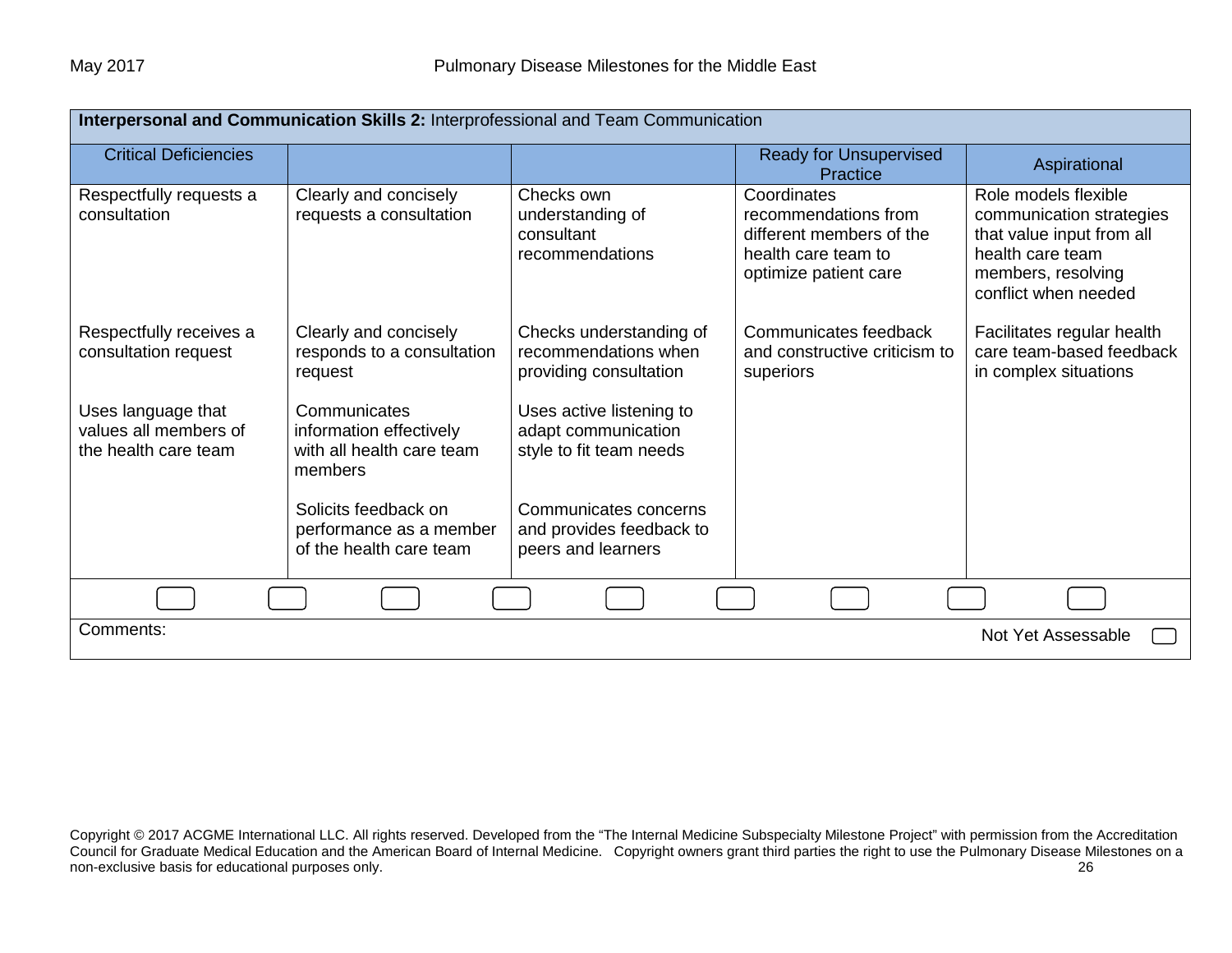| **Interpersonal and Communication Skills 2:** Interprofessional and Team Communication | | | | |
|---|---|---|---|---|
| Critical Deficiencies | | | Ready for Unsupervised Practice | Aspirational |
| Respectfully requests a consultation | Clearly and concisely requests a consultation | Checks own understanding of consultant recommendations | Coordinates recommendations from different members of the health care team to optimize patient care | Role models flexible communication strategies that value input from all health care team members, resolving conflict when needed |
| Respectfully receives a consultation request | Clearly and concisely responds to a consultation request | Checks understanding of recommendations when providing consultation | Communicates feedback and constructive criticism to superiors | Facilitates regular health care team-based feedback in complex situations |
| Uses language that values all members of the health care team | Communicates information effectively with all health care team members | Uses active listening to adapt communication style to fit team needs | | |
| | Solicits feedback on performance as a member of the health care team | Communicates concerns and provides feedback to peers and learners | | |

Comments:

Not Yet Assessable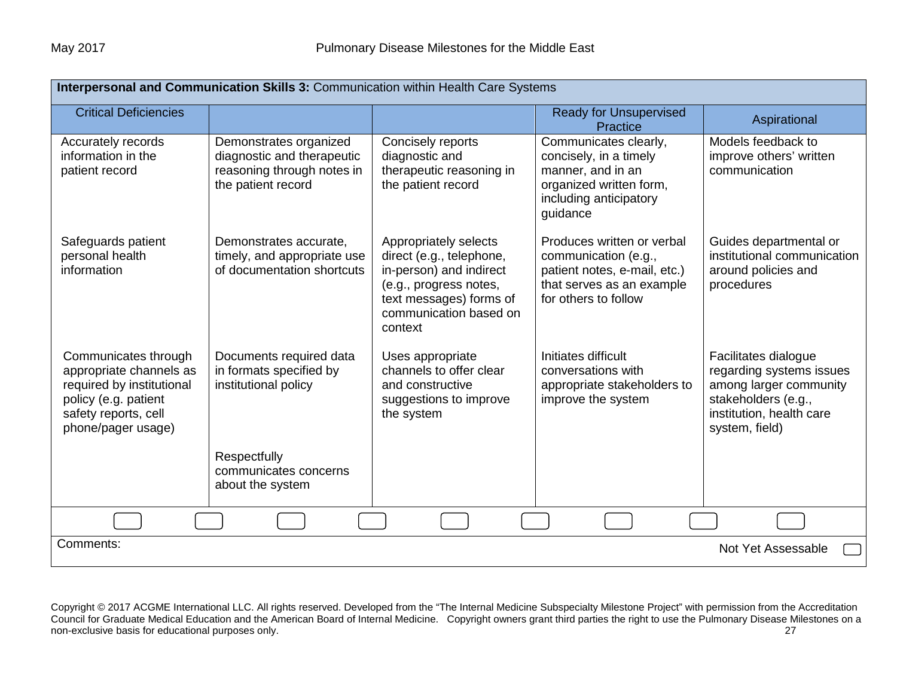| **Interpersonal and Communication Skills 3:** Communication within Health Care Systems | | | | |
|---|---|---|---|---|
| Critical Deficiencies | | | Ready for Unsupervised Practice | Aspirational |
| Accurately records information in the patient record | Demonstrates organized diagnostic and therapeutic reasoning through notes in the patient record | Concisely reports diagnostic and therapeutic reasoning in the patient record | Communicates clearly, concisely, in a timely manner, and in an organized written form, including anticipatory guidance | Models feedback to improve others' written communication |
| Safeguards patient personal health information | Demonstrates accurate, timely, and appropriate use of documentation shortcuts | Appropriately selects direct (e.g., telephone, in-person) and indirect (e.g., progress notes, text messages) forms of communication based on context | Produces written or verbal communication (e.g., patient notes, e-mail, etc.) that serves as an example for others to follow | Guides departmental or institutional communication around policies and procedures |
| Communicates through appropriate channels as required by institutional policy (e.g. patient safety reports, cell phone/pager usage) | Documents required data in formats specified by institutional policy<br><br>Respectfully communicates concerns about the system | Uses appropriate channels to offer clear and constructive suggestions to improve the system | Initiates difficult conversations with appropriate stakeholders to improve the system | Facilitates dialogue regarding systems issues among larger community stakeholders (e.g., institution, health care system, field) |

Comments:

Not Yet Assessable

Copyright © 2017 ACGME International LLC. All rights reserved. Developed from the "The Internal Medicine Subspecialty Milestone Project" with permission from the Accreditation Council for Graduate Medical Education and the American Board of Internal Medicine. Copyright owners grant third parties the right to use the Pulmonary Disease Milestones on a non-exclusive basis for educational purposes only.